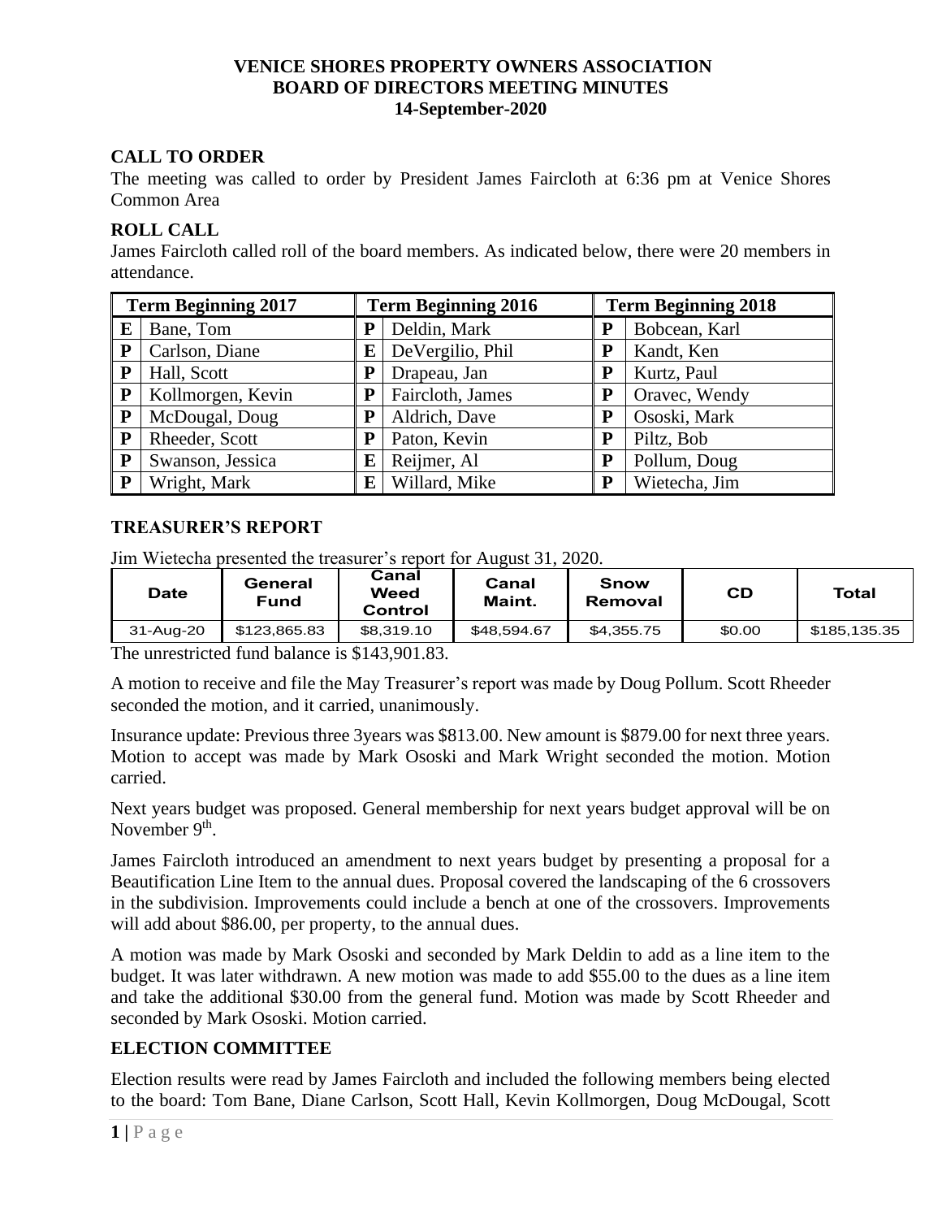**VENICE SHORES PROPERTY OWNERS ASSOCIATION**
**BOARD OF DIRECTORS MEETING MINUTES**
**14-September-2020**

## CALL TO ORDER

The meeting was called to order by President James Faircloth at 6:36 pm at Venice Shores Common Area

## ROLL CALL

James Faircloth called roll of the board members. As indicated below, there were 20 members in attendance.

| Term Beginning 2017 | | Term Beginning 2016 | | Term Beginning 2018 | |
|---|---|---|---|---|---|
| E | Bane, Tom | P | Deldin, Mark | P | Bobcean, Karl |
| P | Carlson, Diane | E | DeVergilio, Phil | P | Kandt, Ken |
| P | Hall, Scott | P | Drapeau, Jan | P | Kurtz, Paul |
| P | Kollmorgen, Kevin | P | Faircloth, James | P | Oravec, Wendy |
| P | McDougal, Doug | P | Aldrich, Dave | P | Ososki, Mark |
| P | Rheeder, Scott | P | Paton, Kevin | P | Piltz, Bob |
| P | Swanson, Jessica | E | Reijmer, Al | P | Pollum, Doug |
| P | Wright, Mark | E | Willard, Mike | P | Wietecha, Jim |

## TREASURER'S REPORT

Jim Wietecha presented the treasurer's report for August 31, 2020.

| Date | General Fund | Canal Weed Control | Canal Maint. | Snow Removal | CD | Total |
|---|---|---|---|---|---|---|
| 31-Aug-20 | $123,865.83 | $8,319.10 | $48,594.67 | $4,355.75 | $0.00 | $185,135.35 |

The unrestricted fund balance is $143,901.83.

A motion to receive and file the May Treasurer's report was made by Doug Pollum. Scott Rheeder seconded the motion, and it carried, unanimously.

Insurance update: Previous three 3years was $813.00. New amount is $879.00 for next three years. Motion to accept was made by Mark Ososki and Mark Wright seconded the motion. Motion carried.

Next years budget was proposed. General membership for next years budget approval will be on November 9th.

James Faircloth introduced an amendment to next years budget by presenting a proposal for a Beautification Line Item to the annual dues. Proposal covered the landscaping of the 6 crossovers in the subdivision. Improvements could include a bench at one of the crossovers. Improvements will add about $86.00, per property, to the annual dues.

A motion was made by Mark Ososki and seconded by Mark Deldin to add as a line item to the budget. It was later withdrawn. A new motion was made to add $55.00 to the dues as a line item and take the additional $30.00 from the general fund. Motion was made by Scott Rheeder and seconded by Mark Ososki. Motion carried.

## ELECTION COMMITTEE

Election results were read by James Faircloth and included the following members being elected to the board: Tom Bane, Diane Carlson, Scott Hall, Kevin Kollmorgen, Doug McDougal, Scott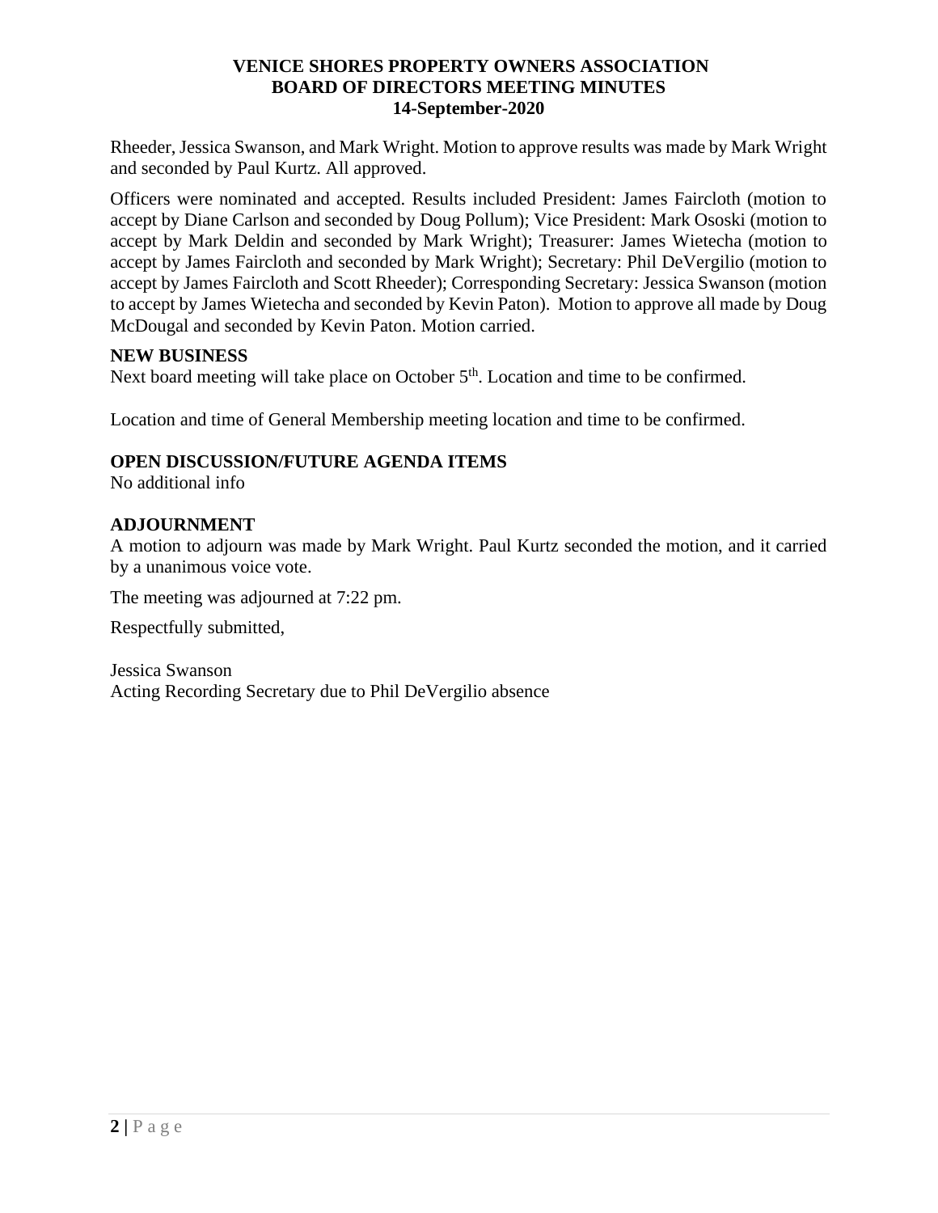Rheeder, Jessica Swanson, and Mark Wright. Motion to approve results was made by Mark Wright and seconded by Paul Kurtz. All approved.

Officers were nominated and accepted. Results included President: James Faircloth (motion to accept by Diane Carlson and seconded by Doug Pollum); Vice President: Mark Ososki (motion to accept by Mark Deldin and seconded by Mark Wright); Treasurer: James Wietecha (motion to accept by James Faircloth and seconded by Mark Wright); Secretary: Phil DeVergilio (motion to accept by James Faircloth and Scott Rheeder); Corresponding Secretary: Jessica Swanson (motion to accept by James Wietecha and seconded by Kevin Paton). Motion to approve all made by Doug McDougal and seconded by Kevin Paton. Motion carried.

**NEW BUSINESS**

Next board meeting will take place on October 5th. Location and time to be confirmed.

Location and time of General Membership meeting location and time to be confirmed.

**OPEN DISCUSSION/FUTURE AGENDA ITEMS**

No additional info

**ADJOURNMENT**

A motion to adjourn was made by Mark Wright. Paul Kurtz seconded the motion, and it carried by a unanimous voice vote.

The meeting was adjourned at 7:22 pm.

Respectfully submitted,

Jessica Swanson
Acting Recording Secretary due to Phil DeVergilio absence